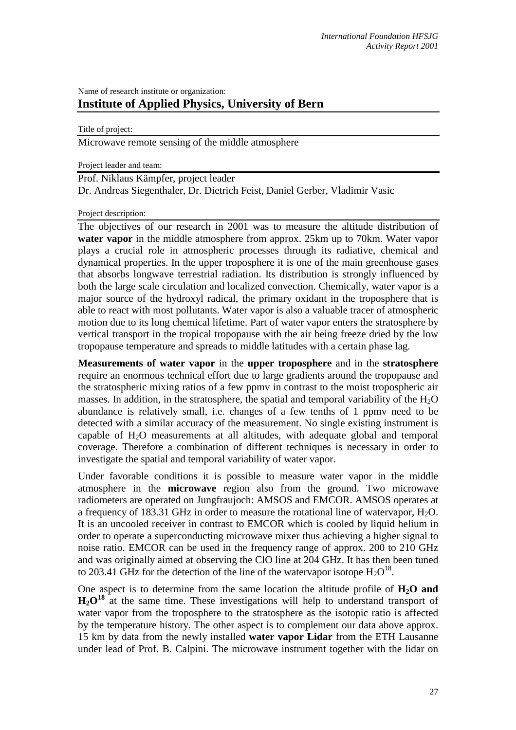Name of research institute or organization:

# Institute of Applied Physics, University of Bern

Title of project:

Microwave remote sensing of the middle atmosphere

Project leader and team:

Prof. Niklaus Kämpfer, project leader
Dr. Andreas Siegenthaler, Dr. Dietrich Feist, Daniel Gerber, Vladimir Vasic

Project description:

The objectives of our research in 2001 was to measure the altitude distribution of **water vapor** in the middle atmosphere from approx. 25km up to 70km. Water vapor plays a crucial role in atmospheric processes through its radiative, chemical and dynamical properties. In the upper troposphere it is one of the main greenhouse gases that absorbs longwave terrestrial radiation. Its distribution is strongly influenced by both the large scale circulation and localized convection. Chemically, water vapor is a major source of the hydroxyl radical, the primary oxidant in the troposphere that is able to react with most pollutants. Water vapor is also a valuable tracer of atmospheric motion due to its long chemical lifetime. Part of water vapor enters the stratosphere by vertical transport in the tropical tropopause with the air being freeze dried by the low tropopause temperature and spreads to middle latitudes with a certain phase lag.

**Measurements of water vapor** in the **upper troposphere** and in the **stratosphere** require an enormous technical effort due to large gradients around the tropopause and the stratospheric mixing ratios of a few ppmv in contrast to the moist tropospheric air masses. In addition, in the stratosphere, the spatial and temporal variability of the $H_2O$ abundance is relatively small, i.e. changes of a few tenths of 1 ppmv need to be detected with a similar accuracy of the measurement. No single existing instrument is capable of $H_2O$ measurements at all altitudes, with adequate global and temporal coverage. Therefore a combination of different techniques is necessary in order to investigate the spatial and temporal variability of water vapor.

Under favorable conditions it is possible to measure water vapor in the middle atmosphere in the **microwave** region also from the ground. Two microwave radiometers are operated on Jungfraujoch: AMSOS and EMCOR. AMSOS operates at a frequency of 183.31 GHz in order to measure the rotational line of watervapor, $H_2O$. It is an uncooled receiver in contrast to EMCOR which is cooled by liquid helium in order to operate a superconducting microwave mixer thus achieving a higher signal to noise ratio. EMCOR can be used in the frequency range of approx. 200 to 210 GHz and was originally aimed at observing the ClO line at 204 GHz. It has then been tuned to 203.41 GHz for the detection of the line of the watervapor isotope $H_2O^{18}$.

One aspect is to determine from the same location the altitude profile of **$H_2O$ and $H_2O^{18}$** at the same time. These investigations will help to understand transport of water vapor from the troposphere to the stratosphere as the isotopic ratio is affected by the temperature history. The other aspect is to complement our data above approx. 15 km by data from the newly installed **water vapor Lidar** from the ETH Lausanne under lead of Prof. B. Calpini. The microwave instrument together with the lidar on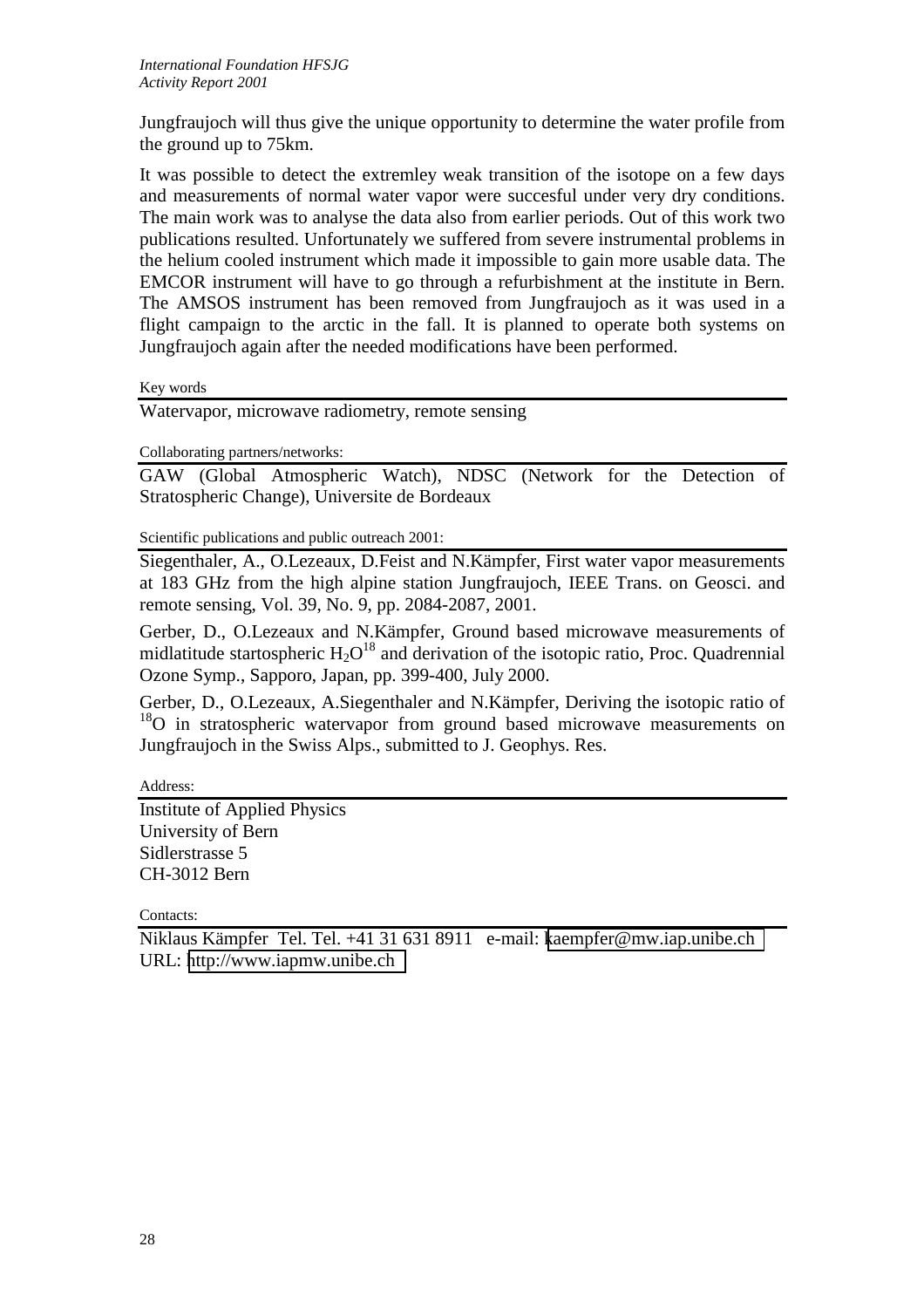Jungfraujoch will thus give the unique opportunity to determine the water profile from the ground up to 75km.

It was possible to detect the extremley weak transition of the isotope on a few days and measurements of normal water vapor were succesful under very dry conditions. The main work was to analyse the data also from earlier periods. Out of this work two publications resulted. Unfortunately we suffered from severe instrumental problems in the helium cooled instrument which made it impossible to gain more usable data. The EMCOR instrument will have to go through a refurbishment at the institute in Bern. The AMSOS instrument has been removed from Jungfraujoch as it was used in a flight campaign to the arctic in the fall. It is planned to operate both systems on Jungfraujoch again after the needed modifications have been performed.

Key words

Watervapor, microwave radiometry, remote sensing

Collaborating partners/networks:

GAW (Global Atmospheric Watch), NDSC (Network for the Detection of Stratospheric Change), Universite de Bordeaux

Scientific publications and public outreach 2001:

Siegenthaler, A., O.Lezeaux, D.Feist and N.Kämpfer, First water vapor measurements at 183 GHz from the high alpine station Jungfraujoch, IEEE Trans. on Geosci. and remote sensing, Vol. 39, No. 9, pp. 2084-2087, 2001.

Gerber, D., O.Lezeaux and N.Kämpfer, Ground based microwave measurements of midlatitude startospheric $H_2O^{18}$ and derivation of the isotopic ratio, Proc. Quadrennial Ozone Symp., Sapporo, Japan, pp. 399-400, July 2000.

Gerber, D., O.Lezeaux, A.Siegenthaler and N.Kämpfer, Deriving the isotopic ratio of $^{18}O$ in stratospheric watervapor from ground based microwave measurements on Jungfraujoch in the Swiss Alps., submitted to J. Geophys. Res.

Address:

Institute of Applied Physics
University of Bern
Sidlerstrasse 5
CH-3012 Bern

Contacts:

Niklaus Kämpfer Tel. Tel. +41 31 631 8911 e-mail: kaempfer@mw.iap.unibe.ch
URL: http://www.iapmw.unibe.ch